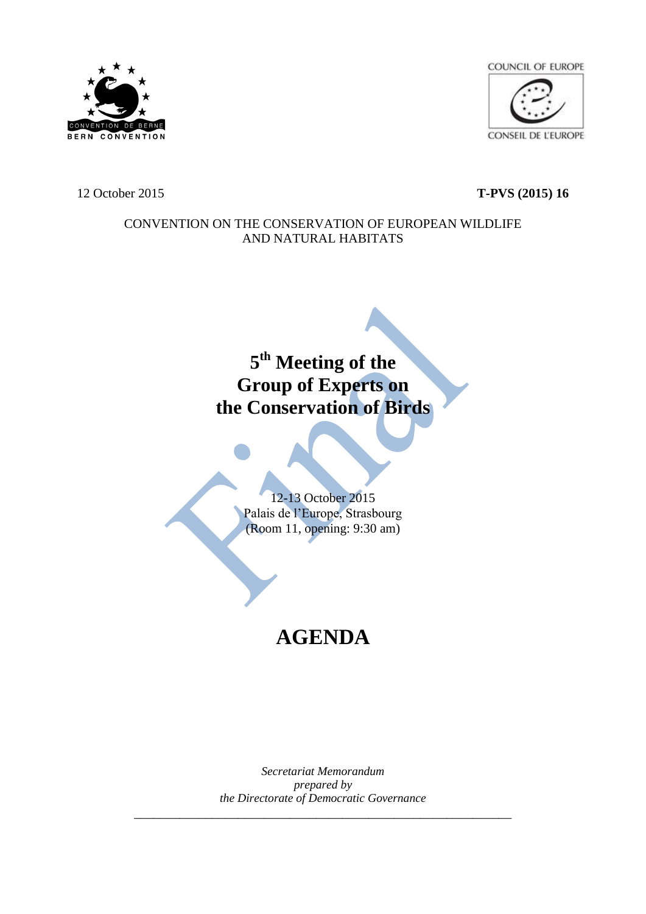12 October 2015

**T-PVS (2015) 16**

CONVENTION ON THE CONSERVATION OF EUROPEAN WILDLIFE AND NATURAL HABITATS

# 5th Meeting of the Group of Experts on the Conservation of Birds

12-13 October 2015
Palais de l'Europe, Strasbourg
(Room 11, opening: 9:30 am)

# AGENDA

*Secretariat Memorandum*
*prepared by*
*the Directorate of Democratic Governance*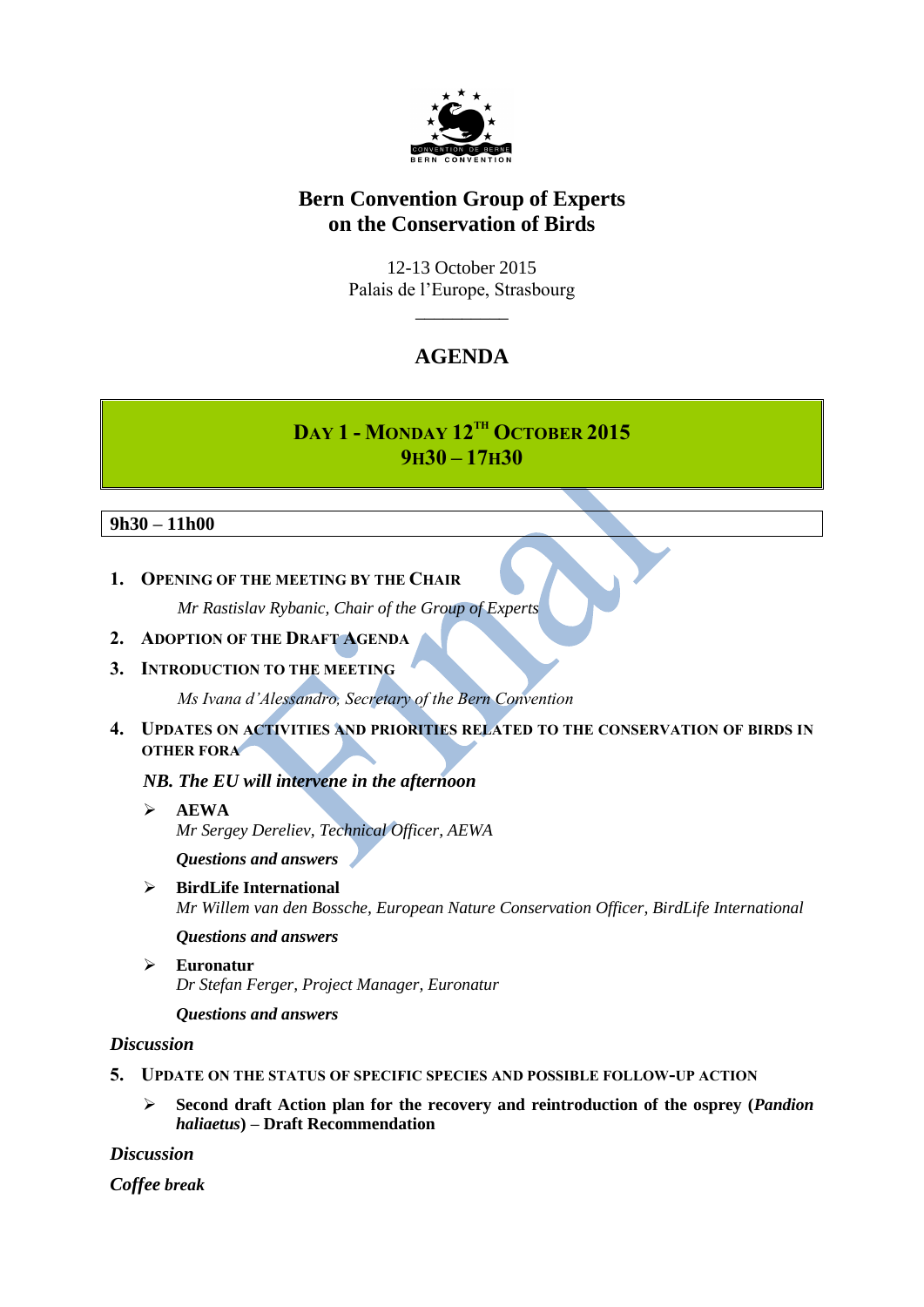# Bern Convention Group of Experts on the Conservation of Birds

12-13 October 2015
Palais de l'Europe, Strasbourg

---

## AGENDA

## Day 1 - Monday 12th October 2015
## 9h30 – 17h30

**9h30 – 11h00**

1. **Opening of the meeting by the Chair**

   *Mr Rastislav Rybanic, Chair of the Group of Experts*

2. **Adoption of the Draft Agenda**

3. **Introduction to the meeting**

   *Ms Ivana d'Alessandro, Secretary of the Bern Convention*

4. **Updates on activities and priorities related to the conservation of birds in other fora**

   ***NB. The EU will intervene in the afternoon***

   - **AEWA**
     *Mr Sergey Dereliev, Technical Officer, AEWA*

     ***Questions and answers***

   - **BirdLife International**
     *Mr Willem van den Bossche, European Nature Conservation Officer, BirdLife International*

     ***Questions and answers***

   - **Euronatur**
     *Dr Stefan Ferger, Project Manager, Euronatur*

     ***Questions and answers***

***Discussion***

5. **Update on the status of specific species and possible follow-up action**

   - **Second draft Action plan for the recovery and reintroduction of the osprey (*Pandion haliaetus*) – Draft Recommendation**

***Discussion***

***Coffee break***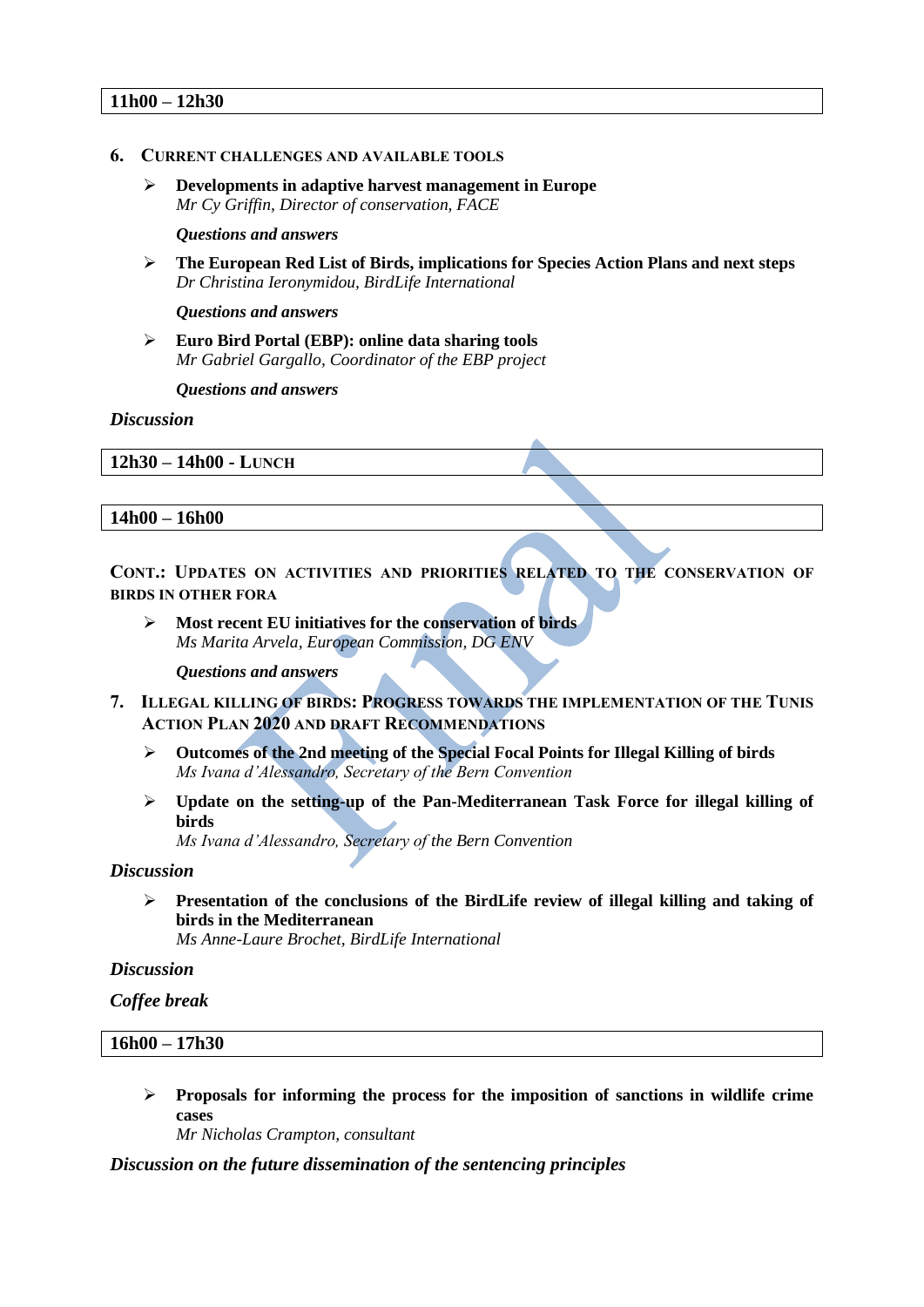**11h00 – 12h30**

### 6. CURRENT CHALLENGES AND AVAILABLE TOOLS

- **Developments in adaptive harvest management in Europe**
  *Mr Cy Griffin, Director of conservation, FACE*

  ***Questions and answers***

- **The European Red List of Birds, implications for Species Action Plans and next steps**
  *Dr Christina Ieronymidou, BirdLife International*

  ***Questions and answers***

- **Euro Bird Portal (EBP): online data sharing tools**
  *Mr Gabriel Gargallo, Coordinator of the EBP project*

  ***Questions and answers***

***Discussion***

**12h30 – 14h00 - LUNCH**

**14h00 – 16h00**

### CONT.: UPDATES ON ACTIVITIES AND PRIORITIES RELATED TO THE CONSERVATION OF BIRDS IN OTHER FORA

- **Most recent EU initiatives for the conservation of birds**
  *Ms Marita Arvela, European Commission, DG ENV*

  ***Questions and answers***

### 7. ILLEGAL KILLING OF BIRDS: PROGRESS TOWARDS THE IMPLEMENTATION OF THE TUNIS ACTION PLAN 2020 AND DRAFT RECOMMENDATIONS

- **Outcomes of the 2nd meeting of the Special Focal Points for Illegal Killing of birds**
  *Ms Ivana d'Alessandro, Secretary of the Bern Convention*

- **Update on the setting-up of the Pan-Mediterranean Task Force for illegal killing of birds**
  *Ms Ivana d'Alessandro, Secretary of the Bern Convention*

***Discussion***

- **Presentation of the conclusions of the BirdLife review of illegal killing and taking of birds in the Mediterranean**
  *Ms Anne-Laure Brochet, BirdLife International*

***Discussion***

***Coffee break***

**16h00 – 17h30**

- **Proposals for informing the process for the imposition of sanctions in wildlife crime cases**
  *Mr Nicholas Crampton, consultant*

***Discussion on the future dissemination of the sentencing principles***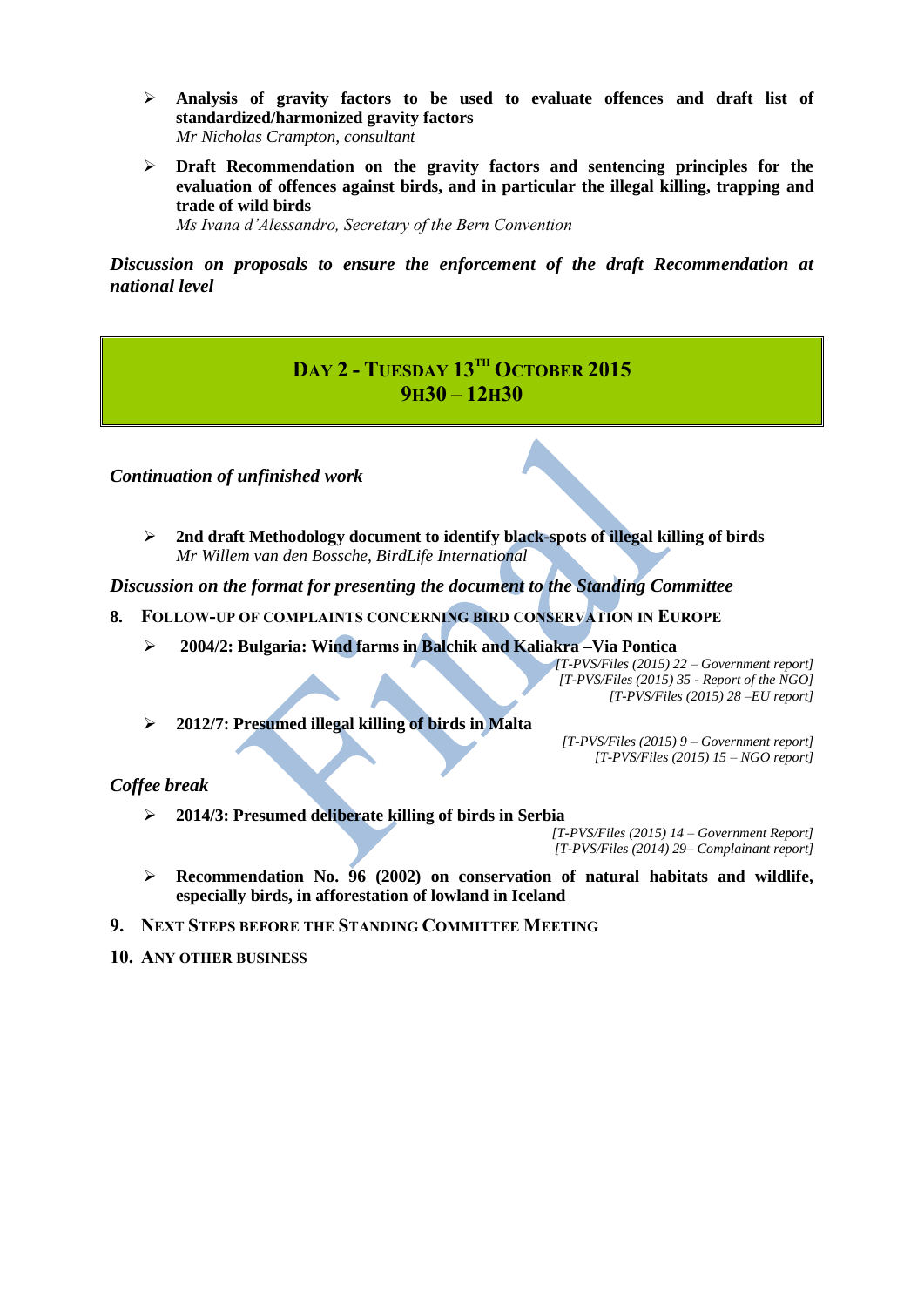- **Analysis of gravity factors to be used to evaluate offences and draft list of standardized/harmonized gravity factors**
  *Mr Nicholas Crampton, consultant*

- **Draft Recommendation on the gravity factors and sentencing principles for the evaluation of offences against birds, and in particular the illegal killing, trapping and trade of wild birds**
  *Ms Ivana d'Alessandro, Secretary of the Bern Convention*

***Discussion on proposals to ensure the enforcement of the draft Recommendation at national level***

## DAY 2 - TUESDAY 13TH OCTOBER 2015
## 9H30 – 12H30

***Continuation of unfinished work***

- **2nd draft Methodology document to identify black-spots of illegal killing of birds**
  *Mr Willem van den Bossche, BirdLife International*

***Discussion on the format for presenting the document to the Standing Committee***

**8. FOLLOW-UP OF COMPLAINTS CONCERNING BIRD CONSERVATION IN EUROPE**

- **2004/2: Bulgaria: Wind farms in Balchik and Kaliakra –Via Pontica**
  *[T-PVS/Files (2015) 22 – Government report]*
  *[T-PVS/Files (2015) 35 - Report of the NGO]*
  *[T-PVS/Files (2015) 28 –EU report]*

- **2012/7: Presumed illegal killing of birds in Malta**
  *[T-PVS/Files (2015) 9 – Government report]*
  *[T-PVS/Files (2015) 15 – NGO report]*

***Coffee break***

- **2014/3: Presumed deliberate killing of birds in Serbia**
  *[T-PVS/Files (2015) 14 – Government Report]*
  *[T-PVS/Files (2014) 29– Complainant report]*

- **Recommendation No. 96 (2002) on conservation of natural habitats and wildlife, especially birds, in afforestation of lowland in Iceland**

**9. NEXT STEPS BEFORE THE STANDING COMMITTEE MEETING**

**10. ANY OTHER BUSINESS**